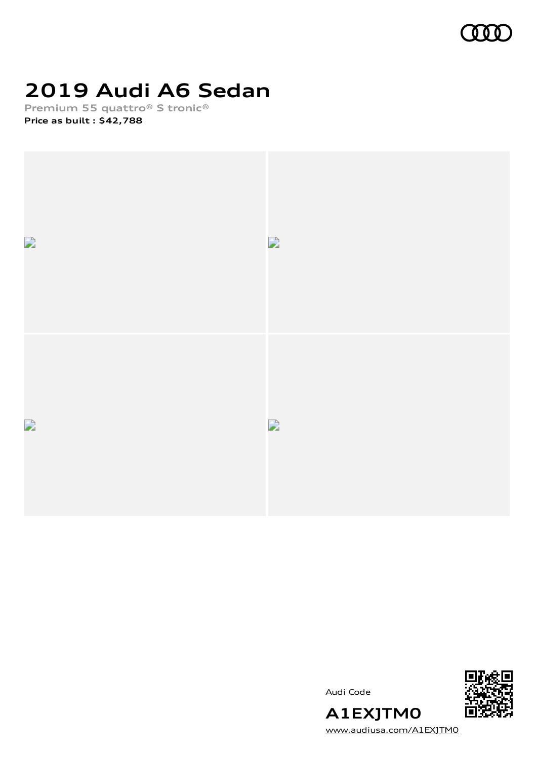# 2019 Audi A6 Sedan

Premium 55 quattro® S tronic®

**Price as built : $42,788**

Audi Code

**A1EXJTM0**

www.audiusa.com/A1EXJTM0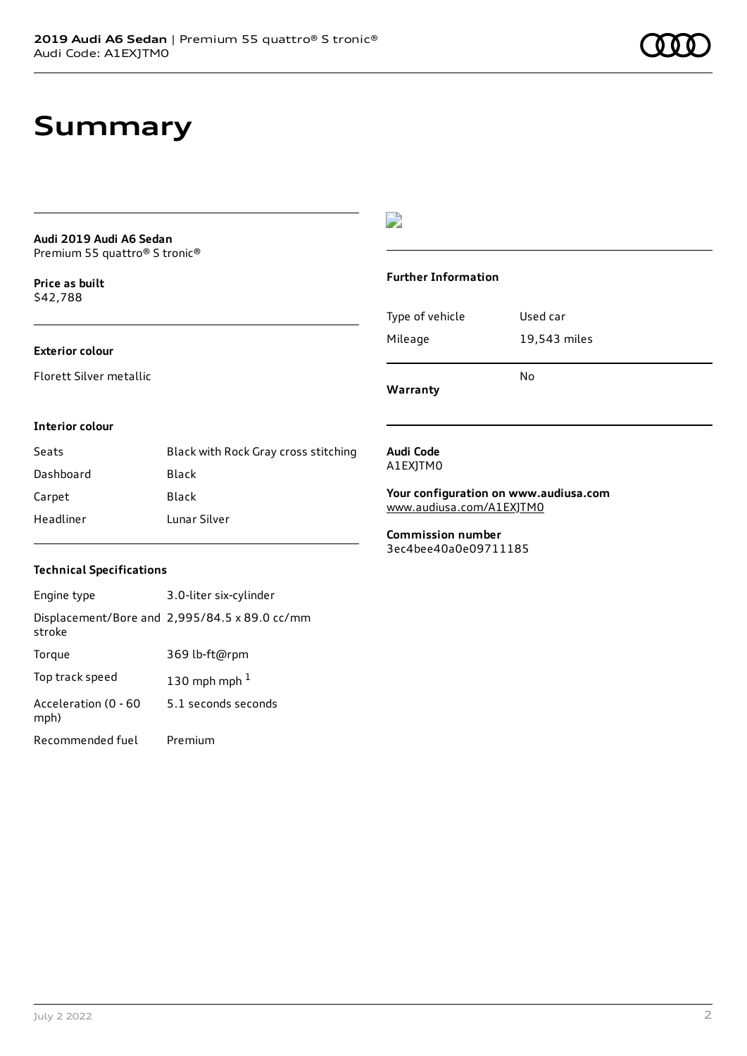# Summary

**Audi 2019 Audi A6 Sedan**
Premium 55 quattro® S tronic®

**Price as built**
$42,788

**Exterior colour**

Florett Silver metallic

**Interior colour**

| Seats | Black with Rock Gray cross stitching |
| --- | --- |
| Dashboard | Black |
| Carpet | Black |
| Headliner | Lunar Silver |

**Technical Specifications**

| Engine type | 3.0-liter six-cylinder |
| --- | --- |
| Displacement/Bore and stroke | 2,995/84.5 x 89.0 cc/mm |
| Torque | 369 lb-ft@rpm |
| Top track speed | 130 mph mph [1] |
| Acceleration (0 - 60 mph) | 5.1 seconds seconds |
| Recommended fuel | Premium |

**Further Information**

| Type of vehicle | Used car |
| --- | --- |
| Mileage | 19,543 miles |
| **Warranty** | No |

**Audi Code**
A1EXJTM0

**Your configuration on www.audiusa.com**
www.audiusa.com/A1EXJTM0

**Commission number**
3ec4bee40a0e09711185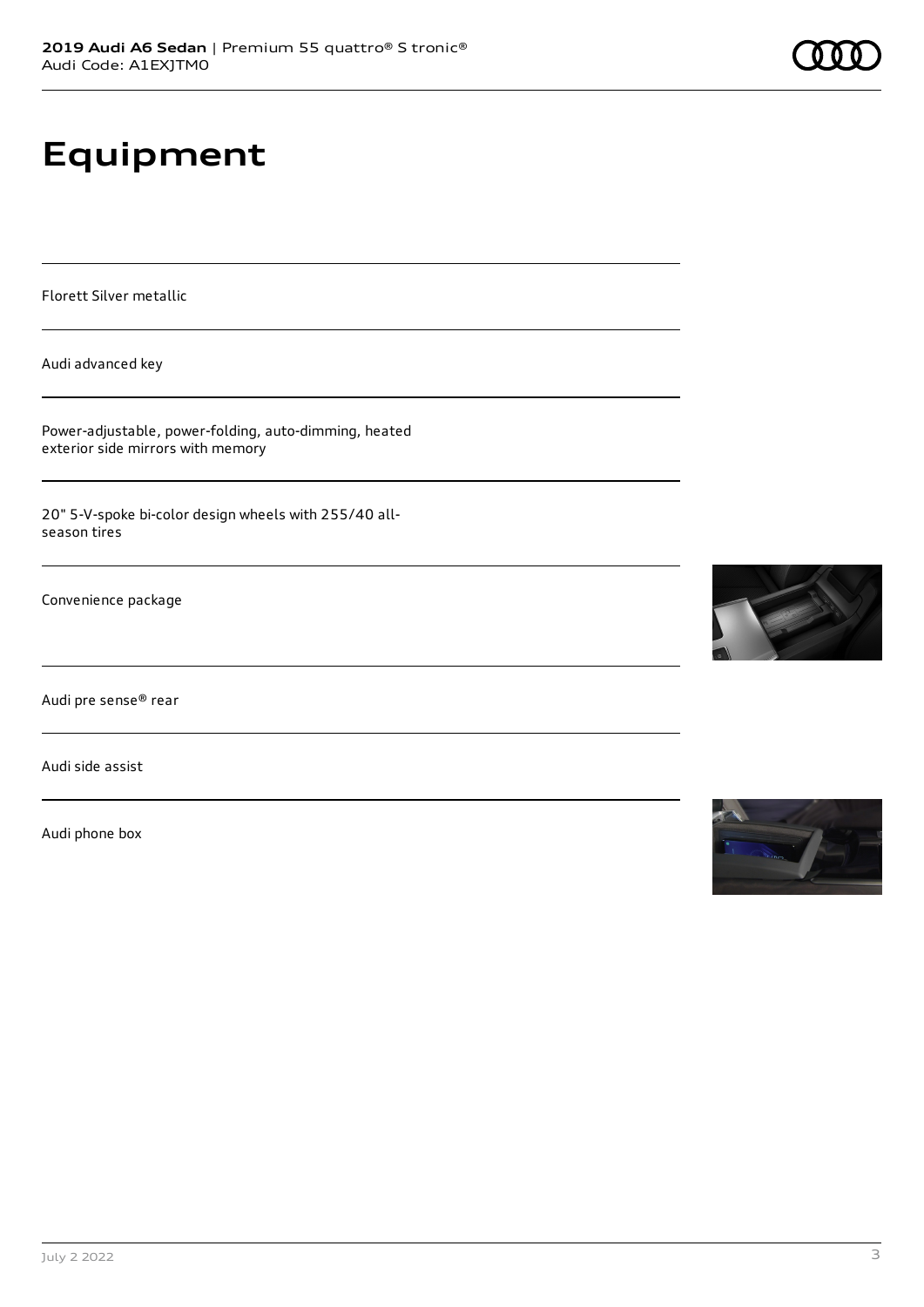# Equipment

Florett Silver metallic

Audi advanced key

Power-adjustable, power-folding, auto-dimming, heated exterior side mirrors with memory

20" 5-V-spoke bi-color design wheels with 255/40 all-season tires

Convenience package

Audi pre sense® rear

Audi side assist

Audi phone box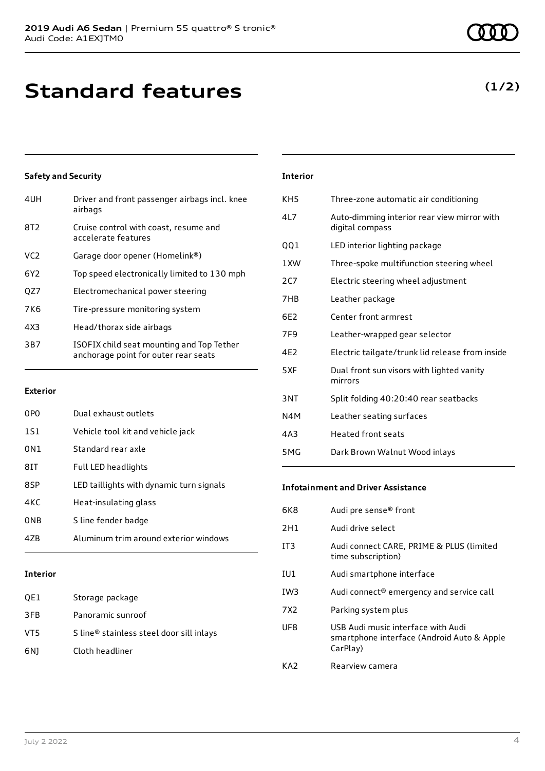# Standard features

**(1/2)**

### Safety and Security

| | |
|---|---|
| 4UH | Driver and front passenger airbags incl. knee airbags |
| 8T2 | Cruise control with coast, resume and accelerate features |
| VC2 | Garage door opener (Homelink®) |
| 6Y2 | Top speed electronically limited to 130 mph |
| QZ7 | Electromechanical power steering |
| 7K6 | Tire-pressure monitoring system |
| 4X3 | Head/thorax side airbags |
| 3B7 | ISOFIX child seat mounting and Top Tether anchorage point for outer rear seats |

### Exterior

| | |
|---|---|
| 0P0 | Dual exhaust outlets |
| 1S1 | Vehicle tool kit and vehicle jack |
| 0N1 | Standard rear axle |
| 8IT | Full LED headlights |
| 8SP | LED taillights with dynamic turn signals |
| 4KC | Heat-insulating glass |
| 0NB | S line fender badge |
| 4ZB | Aluminum trim around exterior windows |

### Interior

| | |
|---|---|
| QE1 | Storage package |
| 3FB | Panoramic sunroof |
| VT5 | S line® stainless steel door sill inlays |
| 6NJ | Cloth headliner |

### Interior

| | |
|---|---|
| KH5 | Three-zone automatic air conditioning |
| 4L7 | Auto-dimming interior rear view mirror with digital compass |
| QQ1 | LED interior lighting package |
| 1XW | Three-spoke multifunction steering wheel |
| 2C7 | Electric steering wheel adjustment |
| 7HB | Leather package |
| 6E2 | Center front armrest |
| 7F9 | Leather-wrapped gear selector |
| 4E2 | Electric tailgate/trunk lid release from inside |
| 5XF | Dual front sun visors with lighted vanity mirrors |
| 3NT | Split folding 40:20:40 rear seatbacks |
| N4M | Leather seating surfaces |
| 4A3 | Heated front seats |
| 5MG | Dark Brown Walnut Wood inlays |

### Infotainment and Driver Assistance

| | |
|---|---|
| 6K8 | Audi pre sense® front |
| 2H1 | Audi drive select |
| IT3 | Audi connect CARE, PRIME & PLUS (limited time subscription) |
| IU1 | Audi smartphone interface |
| IW3 | Audi connect® emergency and service call |
| 7X2 | Parking system plus |
| UF8 | USB Audi music interface with Audi smartphone interface (Android Auto & Apple CarPlay) |
| KA2 | Rearview camera |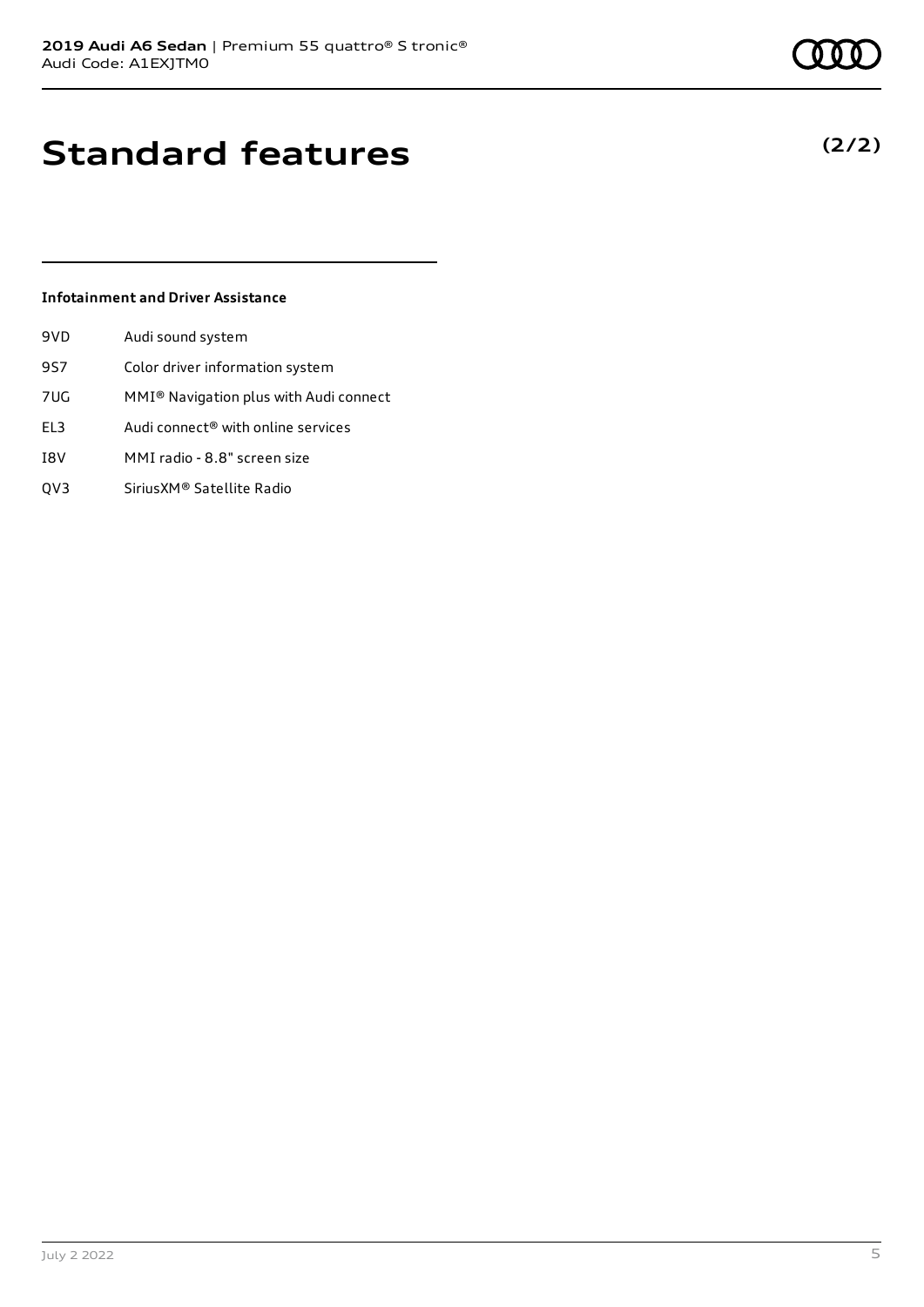# Standard features

**(2/2)**

### Infotainment and Driver Assistance

| | |
|---|---|
| 9VD | Audi sound system |
| 9S7 | Color driver information system |
| 7UG | MMI® Navigation plus with Audi connect |
| EL3 | Audi connect® with online services |
| I8V | MMI radio - 8.8" screen size |
| QV3 | SiriusXM® Satellite Radio |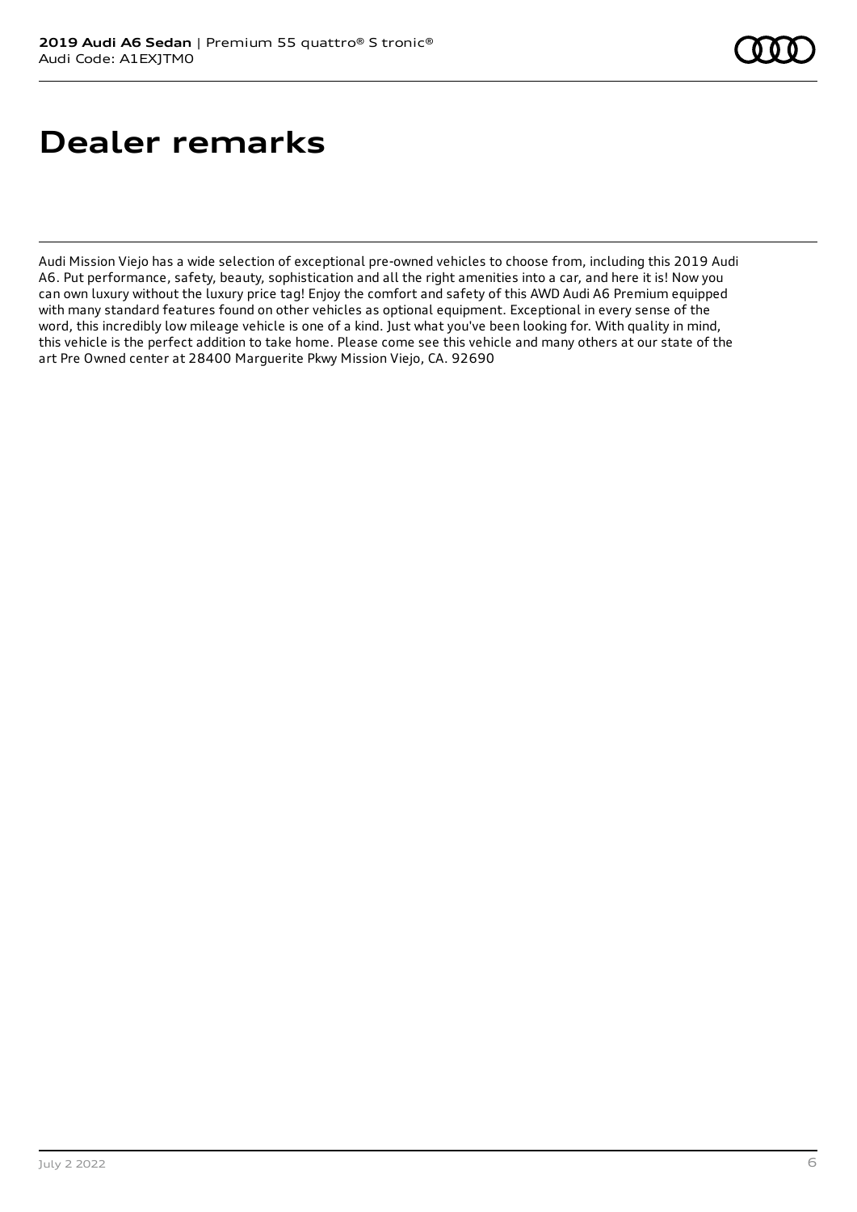# Dealer remarks

Audi Mission Viejo has a wide selection of exceptional pre-owned vehicles to choose from, including this 2019 Audi A6. Put performance, safety, beauty, sophistication and all the right amenities into a car, and here it is! Now you can own luxury without the luxury price tag! Enjoy the comfort and safety of this AWD Audi A6 Premium equipped with many standard features found on other vehicles as optional equipment. Exceptional in every sense of the word, this incredibly low mileage vehicle is one of a kind. Just what you've been looking for. With quality in mind, this vehicle is the perfect addition to take home. Please come see this vehicle and many others at our state of the art Pre Owned center at 28400 Marguerite Pkwy Mission Viejo, CA. 92690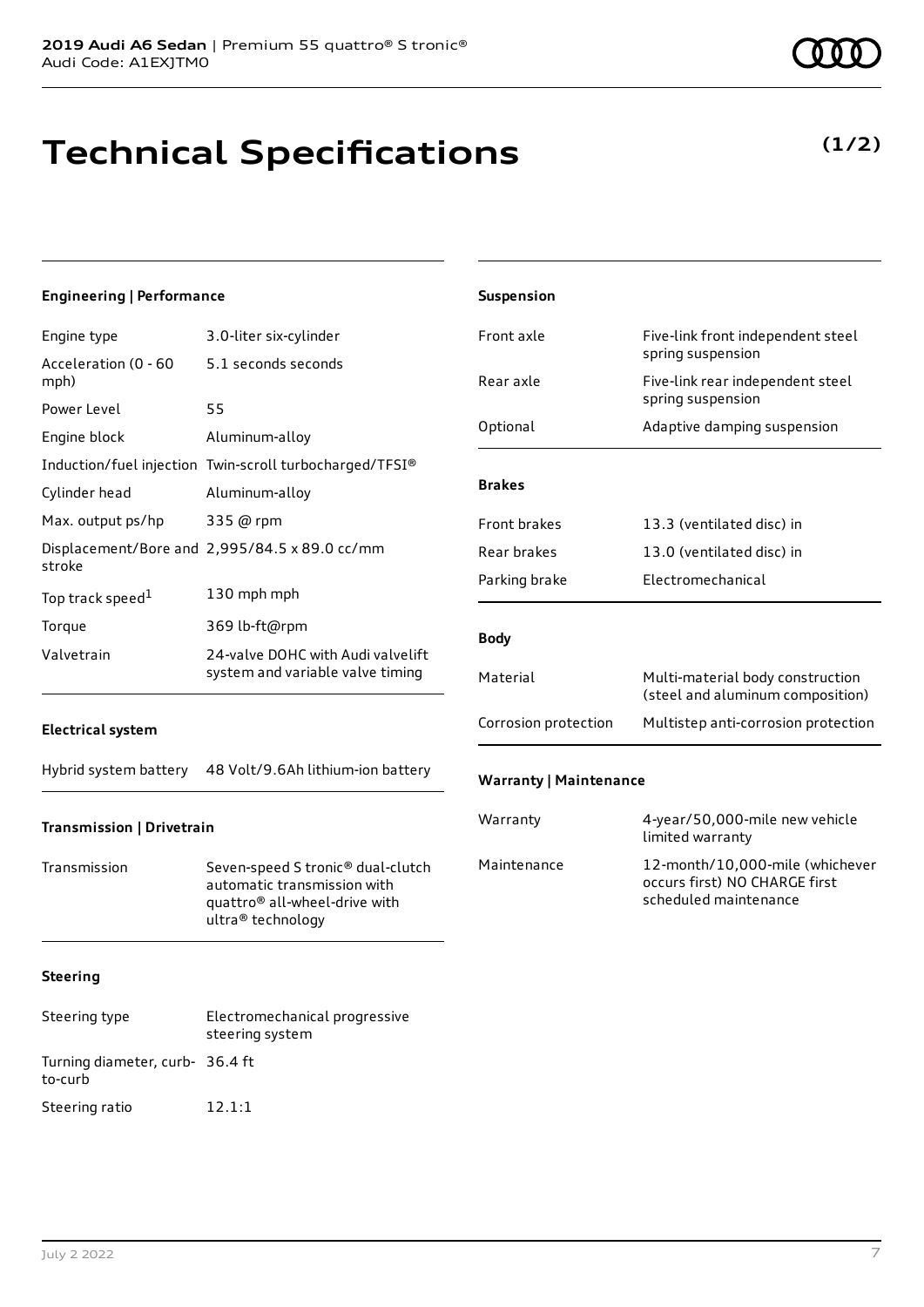# Technical Specifications

**(1/2)**

### Engineering | Performance

| | |
|---|---|
| Engine type | 3.0-liter six-cylinder |
| Acceleration (0 - 60 mph) | 5.1 seconds seconds |
| Power Level | 55 |
| Engine block | Aluminum-alloy |
| Induction/fuel injection | Twin-scroll turbocharged/TFSI® |
| Cylinder head | Aluminum-alloy |
| Max. output ps/hp | 335 @ rpm |
| Displacement/Bore and stroke | 2,995/84.5 x 89.0 cc/mm |
| Top track speed[1] | 130 mph mph |
| Torque | 369 lb-ft@rpm |
| Valvetrain | 24-valve DOHC with Audi valvelift system and variable valve timing |

### Electrical system

| | |
|---|---|
| Hybrid system battery | 48 Volt/9.6Ah lithium-ion battery |

### Transmission | Drivetrain

| | |
|---|---|
| Transmission | Seven-speed S tronic® dual-clutch automatic transmission with quattro® all-wheel-drive with ultra® technology |

### Steering

| | |
|---|---|
| Steering type | Electromechanical progressive steering system |
| Turning diameter, curb-to-curb | 36.4 ft |
| Steering ratio | 12.1:1 |

### Suspension

| | |
|---|---|
| Front axle | Five-link front independent steel spring suspension |
| Rear axle | Five-link rear independent steel spring suspension |
| Optional | Adaptive damping suspension |

### Brakes

| | |
|---|---|
| Front brakes | 13.3 (ventilated disc) in |
| Rear brakes | 13.0 (ventilated disc) in |
| Parking brake | Electromechanical |

### Body

| | |
|---|---|
| Material | Multi-material body construction (steel and aluminum composition) |
| Corrosion protection | Multistep anti-corrosion protection |

### Warranty | Maintenance

| | |
|---|---|
| Warranty | 4-year/50,000-mile new vehicle limited warranty |
| Maintenance | 12-month/10,000-mile (whichever occurs first) NO CHARGE first scheduled maintenance |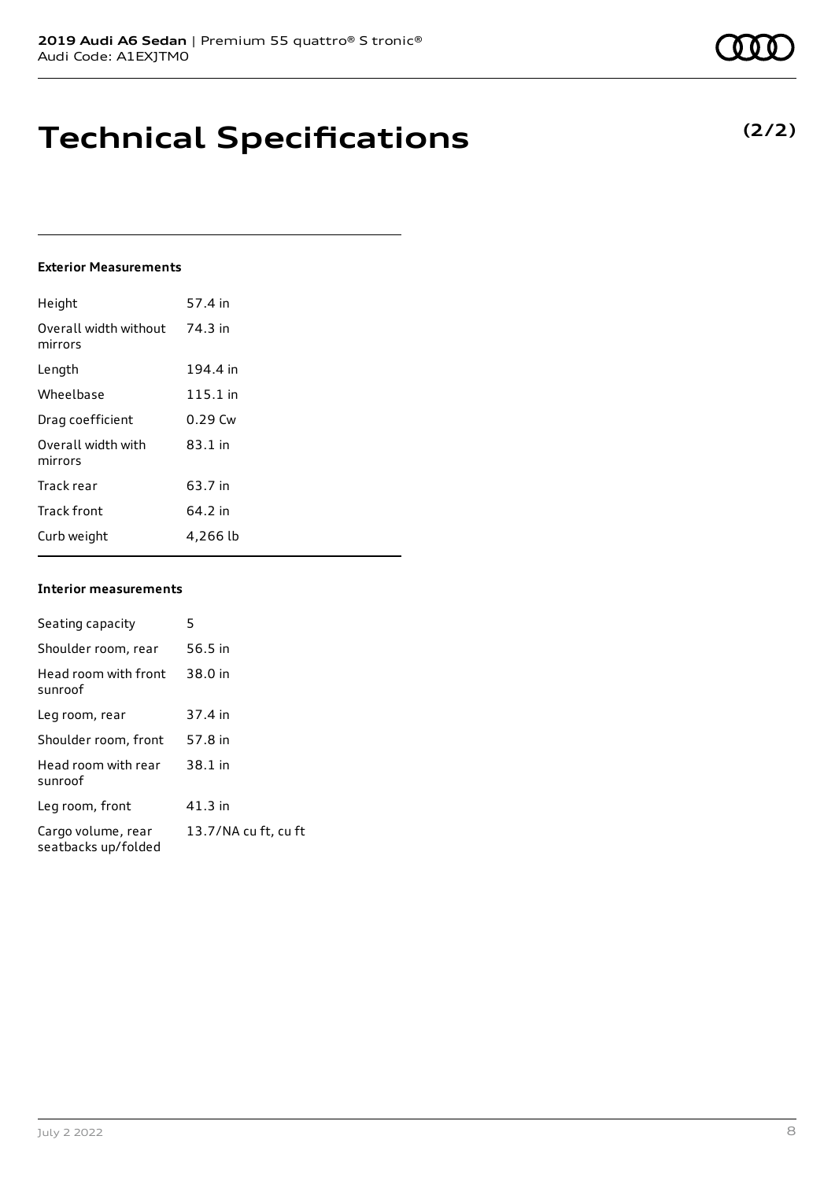**2019 Audi A6 Sedan** | Premium 55 quattro® S tronic®
Audi Code: A1EXJTM0

# Technical Specifications

**(2/2)**

### Exterior Measurements

| | |
|---|---|
| Height | 57.4 in |
| Overall width without mirrors | 74.3 in |
| Length | 194.4 in |
| Wheelbase | 115.1 in |
| Drag coefficient | 0.29 Cw |
| Overall width with mirrors | 83.1 in |
| Track rear | 63.7 in |
| Track front | 64.2 in |
| Curb weight | 4,266 lb |

### Interior measurements

| | |
|---|---|
| Seating capacity | 5 |
| Shoulder room, rear | 56.5 in |
| Head room with front sunroof | 38.0 in |
| Leg room, rear | 37.4 in |
| Shoulder room, front | 57.8 in |
| Head room with rear sunroof | 38.1 in |
| Leg room, front | 41.3 in |
| Cargo volume, rear seatbacks up/folded | 13.7/NA cu ft, cu ft |

July 2 2022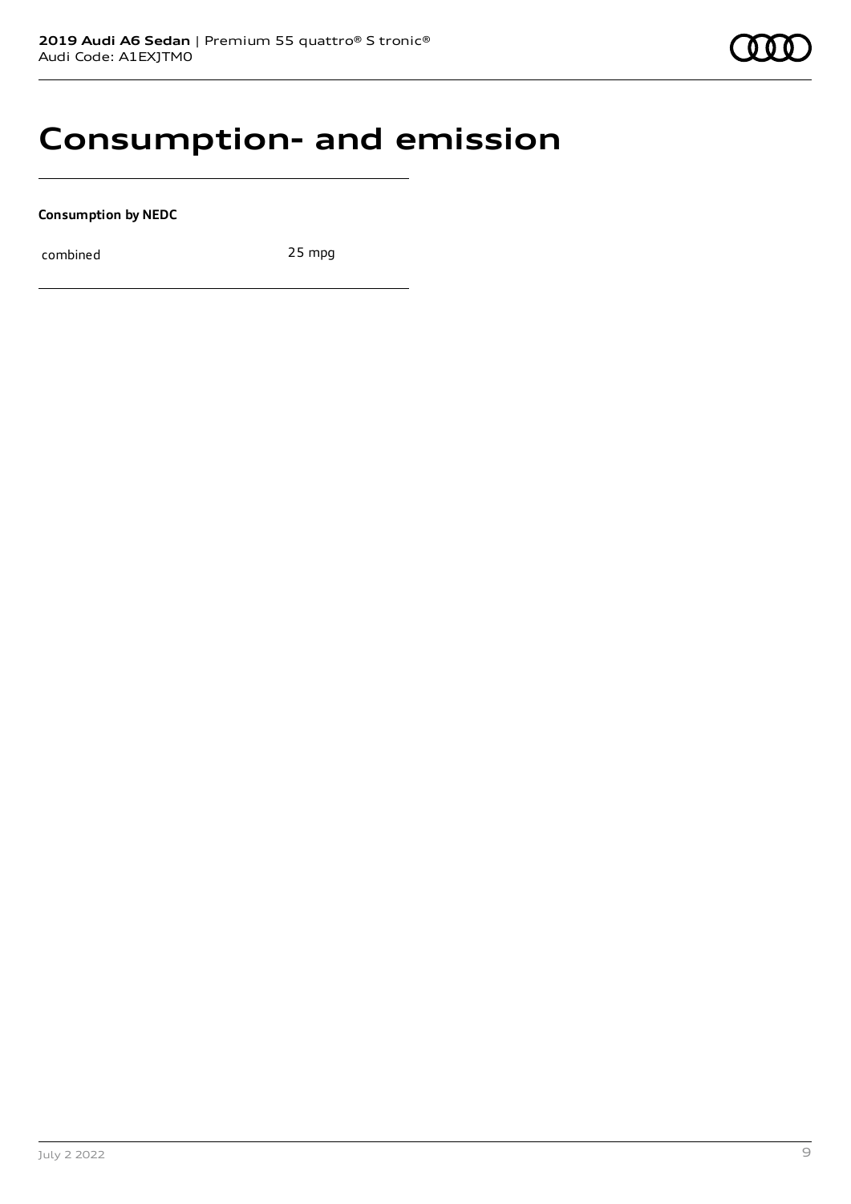# Consumption- and emission

**Consumption by NEDC**

| | |
|---|---|
| combined | 25 mpg |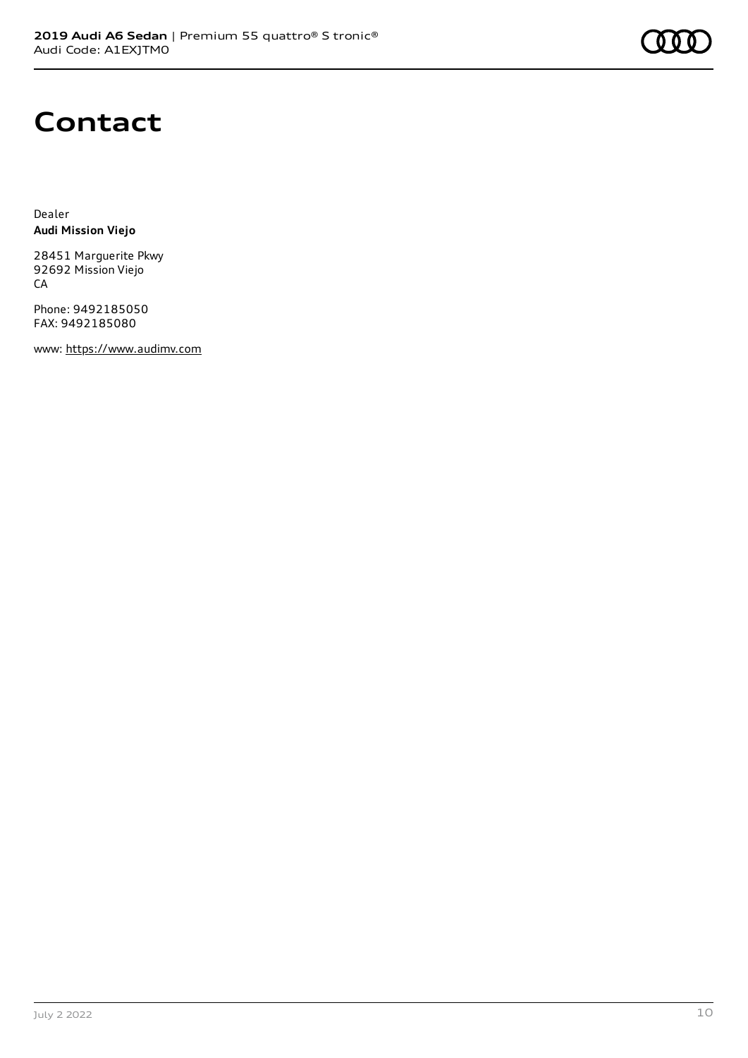# Contact

Dealer
**Audi Mission Viejo**

28451 Marguerite Pkwy
92692 Mission Viejo
CA

Phone: 9492185050
FAX: 9492185080

www: https://www.audimv.com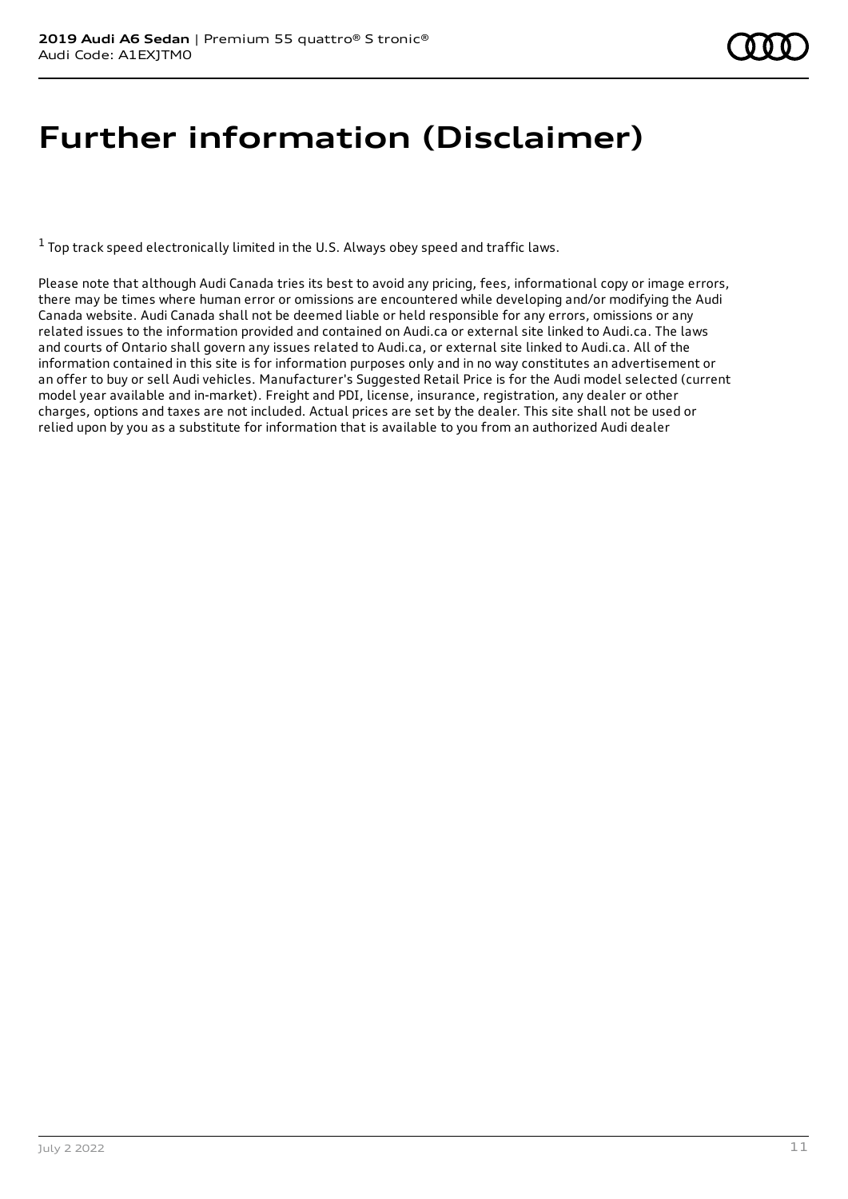# Further information (Disclaimer)

[1] Top track speed electronically limited in the U.S. Always obey speed and traffic laws.

Please note that although Audi Canada tries its best to avoid any pricing, fees, informational copy or image errors, there may be times where human error or omissions are encountered while developing and/or modifying the Audi Canada website. Audi Canada shall not be deemed liable or held responsible for any errors, omissions or any related issues to the information provided and contained on Audi.ca or external site linked to Audi.ca. The laws and courts of Ontario shall govern any issues related to Audi.ca, or external site linked to Audi.ca. All of the information contained in this site is for information purposes only and in no way constitutes an advertisement or an offer to buy or sell Audi vehicles. Manufacturer's Suggested Retail Price is for the Audi model selected (current model year available and in-market). Freight and PDI, license, insurance, registration, any dealer or other charges, options and taxes are not included. Actual prices are set by the dealer. This site shall not be used or relied upon by you as a substitute for information that is available to you from an authorized Audi dealer